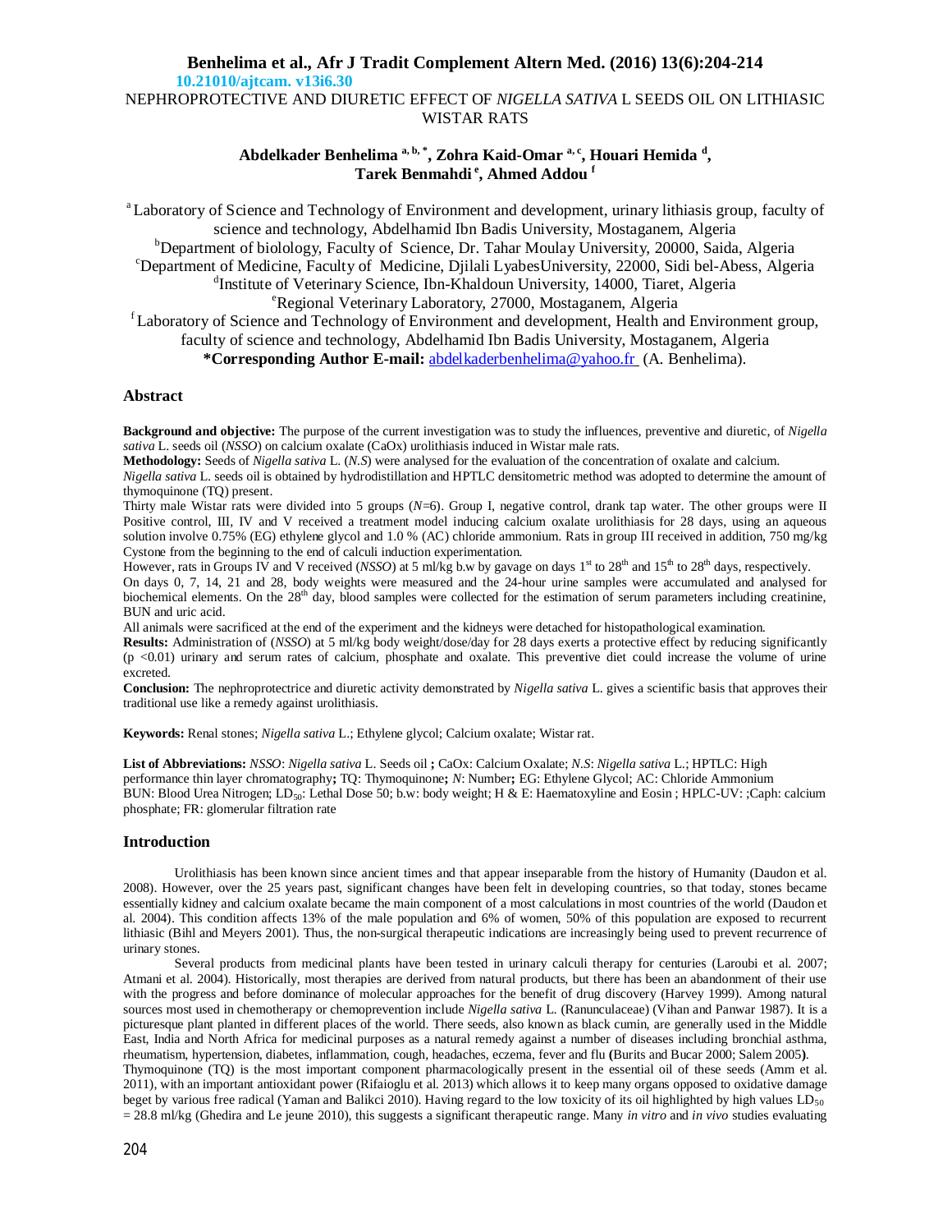10.21010/ajtcam. v13i6.30

# NEPHROPROTECTIVE AND DIURETIC EFFECT OF *NIGELLA SATIVA* L SEEDS OIL ON LITHIASIC WISTAR RATS

**Abdelkader Benhelima [a, b, *], Zohra Kaid-Omar [a, c], Houari Hemida [d], Tarek Benmahdi [e], Ahmed Addou [f]**

[a] Laboratory of Science and Technology of Environment and development, urinary lithiasis group, faculty of science and technology, Abdelhamid Ibn Badis University, Mostaganem, Algeria
[b] Department of biolology, Faculty of Science, Dr. Tahar Moulay University, 20000, Saida, Algeria
[c] Department of Medicine, Faculty of Medicine, Djilali LyabesUniversity, 22000, Sidi bel-Abess, Algeria
[d] Institute of Veterinary Science, Ibn-Khaldoun University, 14000, Tiaret, Algeria
[e] Regional Veterinary Laboratory, 27000, Mostaganem, Algeria
[f] Laboratory of Science and Technology of Environment and development, Health and Environment group, faculty of science and technology, Abdelhamid Ibn Badis University, Mostaganem, Algeria
**\*Corresponding Author E-mail:** abdelkaderbenhelima@yahoo.fr (A. Benhelima).

## Abstract

**Background and objective:** The purpose of the current investigation was to study the influences, preventive and diuretic, of *Nigella sativa* L. seeds oil (*NSSO*) on calcium oxalate (CaOx) urolithiasis induced in Wistar male rats.
**Methodology:** Seeds of *Nigella sativa* L. (*N.S*) were analysed for the evaluation of the concentration of oxalate and calcium.
*Nigella sativa* L. seeds oil is obtained by hydrodistillation and HPTLC densitometric method was adopted to determine the amount of thymoquinone (TQ) present.
Thirty male Wistar rats were divided into 5 groups (*N*=6). Group I, negative control, drank tap water. The other groups were II Positive control, III, IV and V received a treatment model inducing calcium oxalate urolithiasis for 28 days, using an aqueous solution involve 0.75% (EG) ethylene glycol and 1.0 % (AC) chloride ammonium. Rats in group III received in addition, 750 mg/kg Cystone from the beginning to the end of calculi induction experimentation.
However, rats in Groups IV and V received (*NSSO*) at 5 ml/kg b.w by gavage on days 1[st] to 28[th] and 15[th] to 28[th] days, respectively.
On days 0, 7, 14, 21 and 28, body weights were measured and the 24-hour urine samples were accumulated and analysed for biochemical elements. On the 28[th] day, blood samples were collected for the estimation of serum parameters including creatinine, BUN and uric acid.
All animals were sacrificed at the end of the experiment and the kidneys were detached for histopathological examination.
**Results:** Administration of (*NSSO*) at 5 ml/kg body weight/dose/day for 28 days exerts a protective effect by reducing significantly ($p < 0.01$) urinary and serum rates of calcium, phosphate and oxalate. This preventive diet could increase the volume of urine excreted.
**Conclusion:** The nephroprotectrice and diuretic activity demonstrated by *Nigella sativa* L. gives a scientific basis that approves their traditional use like a remedy against urolithiasis.

**Keywords:** Renal stones; *Nigella sativa* L.; Ethylene glycol; Calcium oxalate; Wistar rat.

**List of Abbreviations:** *NSSO*: *Nigella sativa* L. Seeds oil **;** CaOx: Calcium Oxalate; *N.S*: *Nigella sativa* L.; HPTLC: High performance thin layer chromatography**;** TQ: Thymoquinone**;** *N*: Number**;** EG: Ethylene Glycol; AC: Chloride Ammonium BUN: Blood Urea Nitrogen; $LD_{50}$: Lethal Dose 50; b.w: body weight; H & E: Haematoxyline and Eosin ; HPLC-UV: ;Caph: calcium phosphate; FR: glomerular filtration rate

## Introduction

Urolithiasis has been known since ancient times and that appear inseparable from the history of Humanity (Daudon et al. 2008). However, over the 25 years past, significant changes have been felt in developing countries, so that today, stones became essentially kidney and calcium oxalate became the main component of a most calculations in most countries of the world (Daudon et al. 2004). This condition affects 13% of the male population and 6% of women, 50% of this population are exposed to recurrent lithiasic (Bihl and Meyers 2001). Thus, the non-surgical therapeutic indications are increasingly being used to prevent recurrence of urinary stones.

Several products from medicinal plants have been tested in urinary calculi therapy for centuries (Laroubi et al. 2007; Atmani et al. 2004). Historically, most therapies are derived from natural products, but there has been an abandonment of their use with the progress and before dominance of molecular approaches for the benefit of drug discovery (Harvey 1999). Among natural sources most used in chemotherapy or chemoprevention include *Nigella sativa* L. (Ranunculaceae) (Vihan and Panwar 1987). It is a picturesque plant planted in different places of the world. There seeds, also known as black cumin, are generally used in the Middle East, India and North Africa for medicinal purposes as a natural remedy against a number of diseases including bronchial asthma, rheumatism, hypertension, diabetes, inflammation, cough, headaches, eczema, fever and flu **(**Burits and Bucar 2000; Salem 2005**)**.
Thymoquinone (TQ) is the most important component pharmacologically present in the essential oil of these seeds (Amm et al. 2011), with an important antioxidant power (Rifaioglu et al. 2013) which allows it to keep many organs opposed to oxidative damage beget by various free radical (Yaman and Balikci 2010). Having regard to the low toxicity of its oil highlighted by high values $LD_{50}$ = 28.8 ml/kg (Ghedira and Le jeune 2010), this suggests a significant therapeutic range. Many *in vitro* and *in vivo* studies evaluating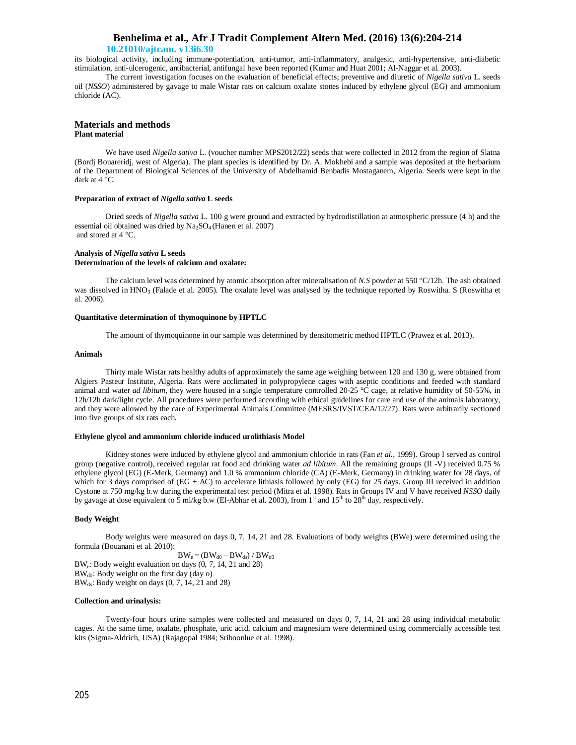its biological activity, including immune-potentiation, anti-tumor, anti-inflammatory, analgesic, anti-hypertensive, anti-diabetic stimulation, anti-ulcerogenic, antibacterial, antifungal have been reported (Kumar and Huat 2001; Al-Naggar et al. 2003).

The current investigation focuses on the evaluation of beneficial effects; preventive and diuretic of *Nigella sativa* L. seeds oil (*NSSO*) administered by gavage to male Wistar rats on calcium oxalate stones induced by ethylene glycol (EG) and ammonium chloride (AC).

## Materials and methods

### Plant material

We have used *Nigella sativa* L. (voucher number MPS2012/22) seeds that were collected in 2012 from the region of Slatna (Bordj Bouareridj, west of Algeria). The plant species is identified by Dr. A. Mokhebi and a sample was deposited at the herbarium of the Department of Biological Sciences of the University of Abdelhamid Benbadis Mostaganem, Algeria. Seeds were kept in the dark at 4 °C.

#### Preparation of extract of *Nigella sativa* L seeds

Dried seeds of *Nigella sativa* L. 100 g were ground and extracted by hydrodistillation at atmospheric pressure (4 h) and the essential oil obtained was dried by $Na_2SO_4$ (Hanen et al. 2007) and stored at 4 °C.

#### Analysis of *Nigella sativa* L seeds

#### Determination of the levels of calcium and oxalate:

The calcium level was determined by atomic absorption after mineralisation of *N.S* powder at 550 °C/12h. The ash obtained was dissolved in $HNO_3$ (Falade et al. 2005). The oxalate level was analysed by the technique reported by Roswitha. S (Roswitha et al. 2006).

#### Quantitative determination of thymoquinone by HPTLC

The amount of thymoquinone in our sample was determined by densitometric method HPTLC (Prawez et al. 2013).

#### Animals

Thirty male Wistar rats healthy adults of approximately the same age weighing between 120 and 130 g, were obtained from Algiers Pasteur Institute, Algeria. Rats were acclimated in polypropylene cages with aseptic conditions and feeded with standard animal and water *ad libitum*, they were housed in a single temperature controlled 20-25 °C cage, at relative humidity of 50-55%, in 12h/12h dark/light cycle. All procedures were performed according with ethical guidelines for care and use of the animals laboratory, and they were allowed by the care of Experimental Animals Committee (MESRS/IVST/CEA/12/27). Rats were arbitrarily sectioned into five groups of six rats each.

#### Ethylene glycol and ammonium chloride induced urolithiasis Model

Kidney stones were induced by ethylene glycol and ammonium chloride in rats (Fan *et al.*, 1999). Group I served as control group (negative control), received regular rat food and drinking water *ad libitum*. All the remaining groups (II -V) received 0.75 % ethylene glycol (EG) (E-Merk, Germany) and 1.0 % ammonium chloride (CA) (E-Merk, Germany) in drinking water for 28 days, of which for 3 days comprised of (EG + AC) to accelerate lithiasis followed by only (EG) for 25 days. Group III received in addition Cystone at 750 mg/kg b.w during the experimental test period (Mitra et al. 1998). Rats in Groups IV and V have received *NSSO* daily by gavage at dose equivalent to 5 ml/kg b.w (El-Abhar et al. 2003), from 1st and 15th to 28th day, respectively.

#### Body Weight

Body weights were measured on days 0, 7, 14, 21 and 28. Evaluations of body weights (BWe) were determined using the formula (Bouanani et al. 2010):

$$BW_e = (BW_{d0} - BW_{ds}) / BW_{d0}$$

$BW_e$: Body weight evaluation on days (0, 7, 14, 21 and 28)
$BW_{d0}$: Body weight on the first day (day o)
$BW_{ds}$: Body weight on days (0, 7, 14, 21 and 28)

#### Collection and urinalysis:

Twenty-four hours urine samples were collected and measured on days 0, 7, 14, 21 and 28 using individual metabolic cages. At the same time, oxalate, phosphate, uric acid, calcium and magnesium were determined using commercially accessible test kits (Sigma-Aldrich, USA) (Rajagopal 1984; Sriboonlue et al. 1998).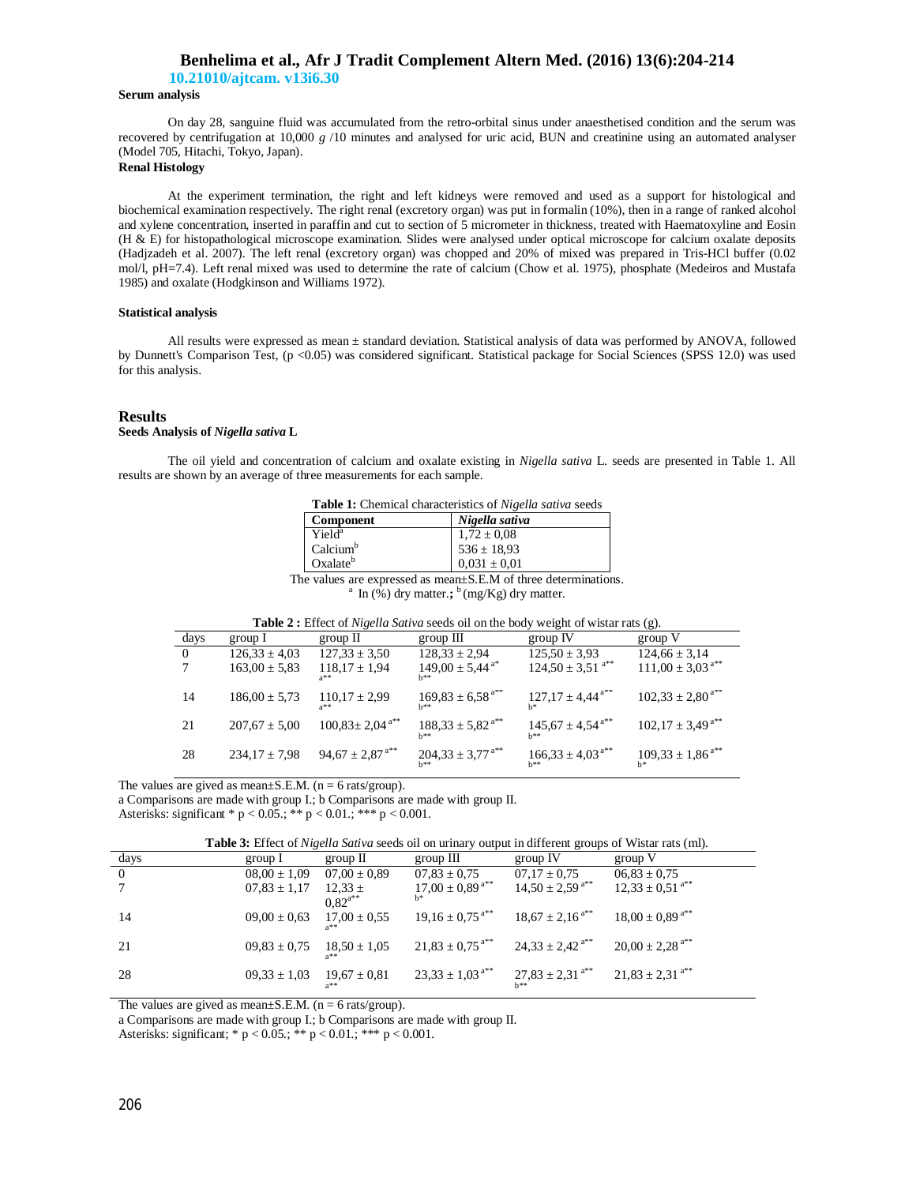**Serum analysis**

On day 28, sanguine fluid was accumulated from the retro-orbital sinus under anaesthetised condition and the serum was recovered by centrifugation at 10,000 *g* /10 minutes and analysed for uric acid, BUN and creatinine using an automated analyser (Model 705, Hitachi, Tokyo, Japan).

**Renal Histology**

At the experiment termination, the right and left kidneys were removed and used as a support for histological and biochemical examination respectively. The right renal (excretory organ) was put in formalin (10%), then in a range of ranked alcohol and xylene concentration, inserted in paraffin and cut to section of 5 micrometer in thickness, treated with Haematoxyline and Eosin (H & E) for histopathological microscope examination. Slides were analysed under optical microscope for calcium oxalate deposits (Hadjzadeh et al. 2007). The left renal (excretory organ) was chopped and 20% of mixed was prepared in Tris-HCl buffer (0.02 mol/l, pH=7.4). Left renal mixed was used to determine the rate of calcium (Chow et al. 1975), phosphate (Medeiros and Mustafa 1985) and oxalate (Hodgkinson and Williams 1972).

**Statistical analysis**

All results were expressed as mean ± standard deviation. Statistical analysis of data was performed by ANOVA, followed by Dunnett's Comparison Test, ($p$ <0.05) was considered significant. Statistical package for Social Sciences (SPSS 12.0) was used for this analysis.

## Results

**Seeds Analysis of *Nigella sativa* L**

The oil yield and concentration of calcium and oxalate existing in *Nigella sativa* L. seeds are presented in Table 1. All results are shown by an average of three measurements for each sample.

**Table 1:** Chemical characteristics of *Nigella sativa* seeds

| Component | *Nigella sativa* |
|---|---|
| Yield[a] | 1,72 ± 0,08 |
| Calcium[b] | 536 ± 18,93 |
| Oxalate[b] | 0,031 ± 0,01 |

The values are expressed as mean±S.E.M of three determinations.
[a] In (%) dry matter.; [b] (mg/Kg) dry matter.

**Table 2 :** Effect of *Nigella Sativa* seeds oil on the body weight of wistar rats (g).

| days | group I | group II | group III | group IV | group V |
|---|---|---|---|---|---|
| 0 | 126,33 ± 4,03 | 127,33 ± 3,50 | 128,33 ± 2,94 | 125,50 ± 3,93 | 124,66 ± 3,14 |
| 7 | 163,00 ± 5,83 | 118,17 ± 1,94 a** | 149,00 ± 5,44 a* b** | 124,50 ± 3,51 a** | 111,00 ± 3,03 a** |
| 14 | 186,00 ± 5,73 | 110,17 ± 2,99 a** | 169,83 ± 6,58 a** b** | 127,17 ± 4,44 a** b* | 102,33 ± 2,80 a** |
| 21 | 207,67 ± 5,00 | 100,83± 2,04 a** | 188,33 ± 5,82 a** b** | 145,67 ± 4,54 a** b** | 102,17 ± 3,49 a** |
| 28 | 234,17 ± 7,98 | 94,67 ± 2,87 a** | 204,33 ± 3,77 a** b** | 166,33 ± 4,03 a** b** | 109,33 ± 1,86 a** b* |

The values are gived as mean±S.E.M. (n = 6 rats/group).
a Comparisons are made with group I.; b Comparisons are made with group II.
Asterisks: significant * $p < 0.05$.; ** $p < 0.01$.; *** $p < 0.001$.

**Table 3:** Effect of *Nigella Sativa* seeds oil on urinary output in different groups of Wistar rats (ml).

| days | group I | group II | group III | group IV | group V |
|---|---|---|---|---|---|
| 0 | 08,00 ± 1,09 | 07,00 ± 0,89 | 07,83 ± 0,75 | 07,17 ± 0,75 | 06,83 ± 0,75 |
| 7 | 07,83 ± 1,17 | 12,33 ± 0,82 a** | 17,00 ± 0,89 a** b* | 14,50 ± 2,59 a** | 12,33 ± 0,51 a** |
| 14 | 09,00 ± 0,63 | 17,00 ± 0,55 a** | 19,16 ± 0,75 a** | 18,67 ± 2,16 a** | 18,00 ± 0,89 a** |
| 21 | 09,83 ± 0,75 | 18,50 ± 1,05 a** | 21,83 ± 0,75 a** | 24,33 ± 2,42 a** | 20,00 ± 2,28 a** |
| 28 | 09,33 ± 1,03 | 19,67 ± 0,81 a** | 23,33 ± 1,03 a** | 27,83 ± 2,31 a** b** | 21,83 ± 2,31 a** |

The values are gived as mean±S.E.M. (n = 6 rats/group).
a Comparisons are made with group I.; b Comparisons are made with group II.
Asterisks: significant; * $p < 0.05$.; ** $p < 0.01$.; *** $p < 0.001$.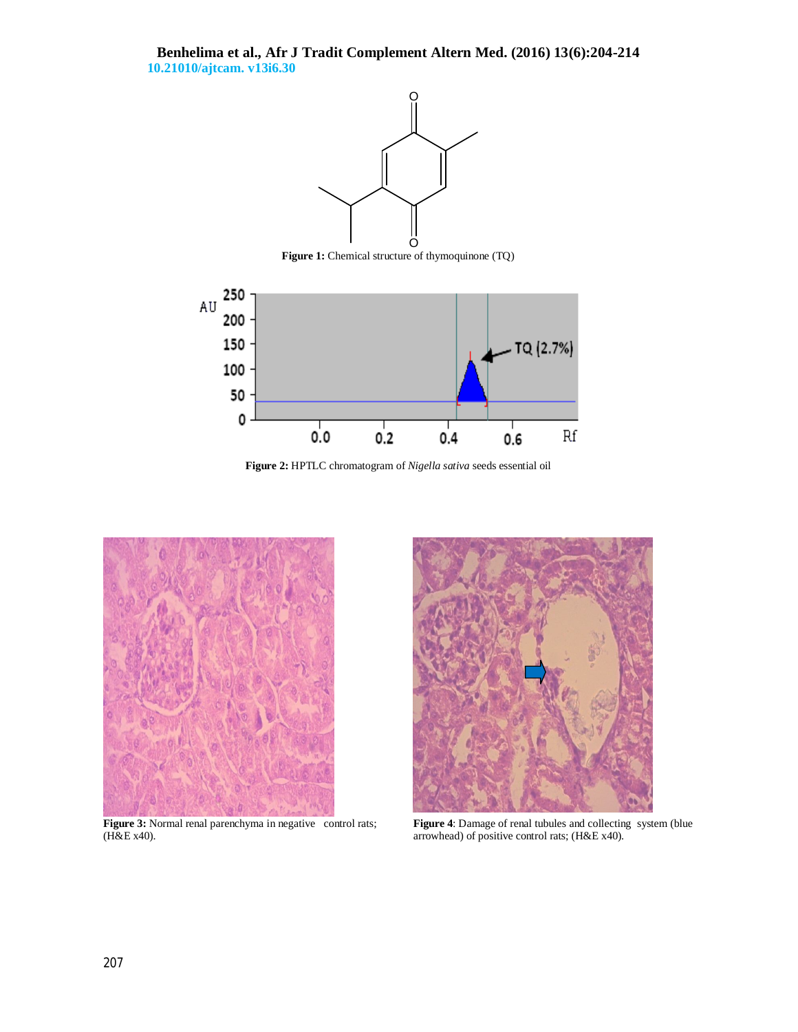**Figure 1:** Chemical structure of thymoquinone (TQ)

**Figure 2:** HPTLC chromatogram of *Nigella sativa* seeds essential oil

**Figure 3:** Normal renal parenchyma in negative control rats; (H&E x40).

**Figure 4**: Damage of renal tubules and collecting system (blue arrowhead) of positive control rats; (H&E x40).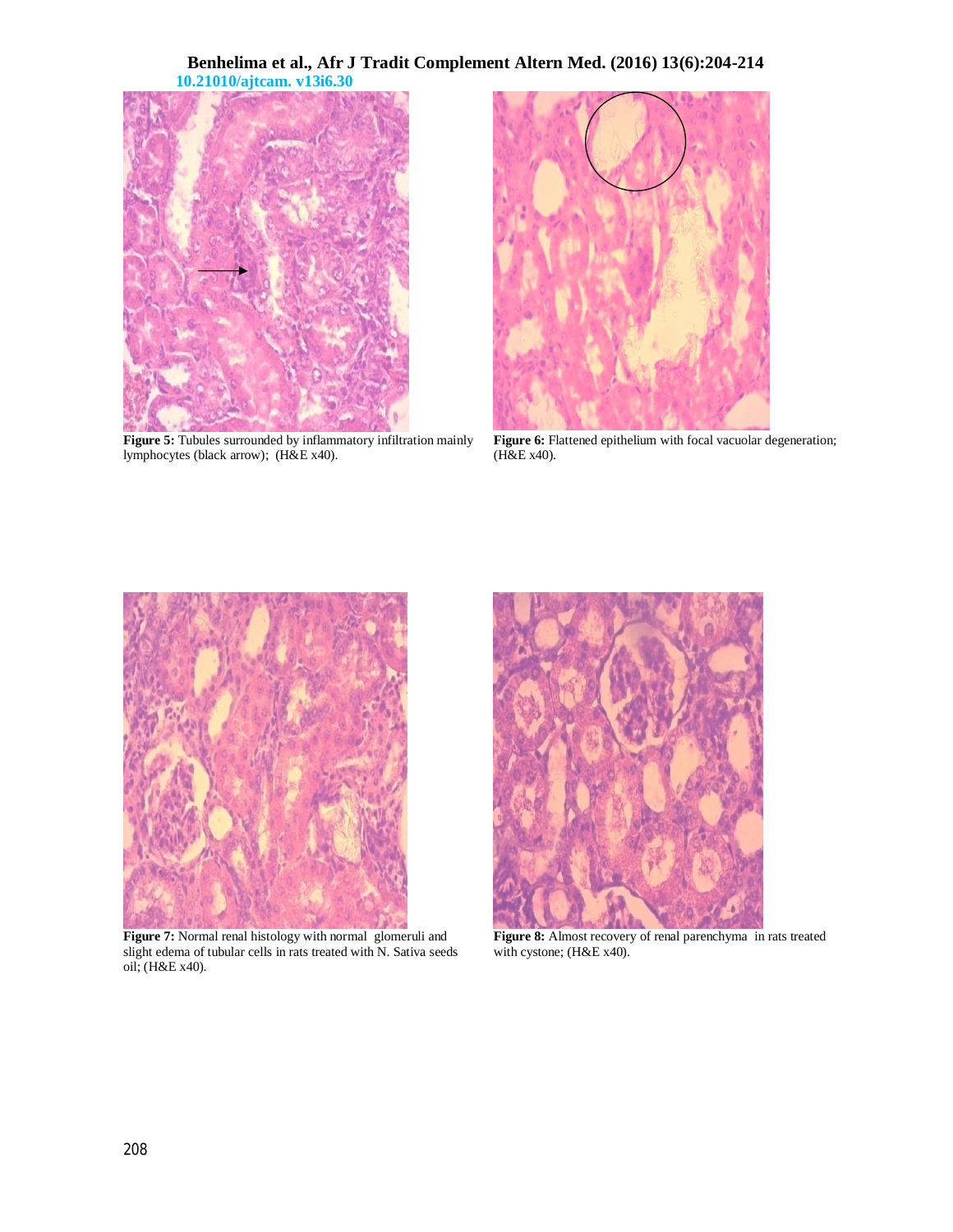**Figure 5:** Tubules surrounded by inflammatory infiltration mainly lymphocytes (black arrow); (H&E x40).

**Figure 6:** Flattened epithelium with focal vacuolar degeneration; (H&E x40).

**Figure 7:** Normal renal histology with normal glomeruli and slight edema of tubular cells in rats treated with N. Sativa seeds oil; (H&E x40).

**Figure 8:** Almost recovery of renal parenchyma in rats treated with cystone; (H&E x40).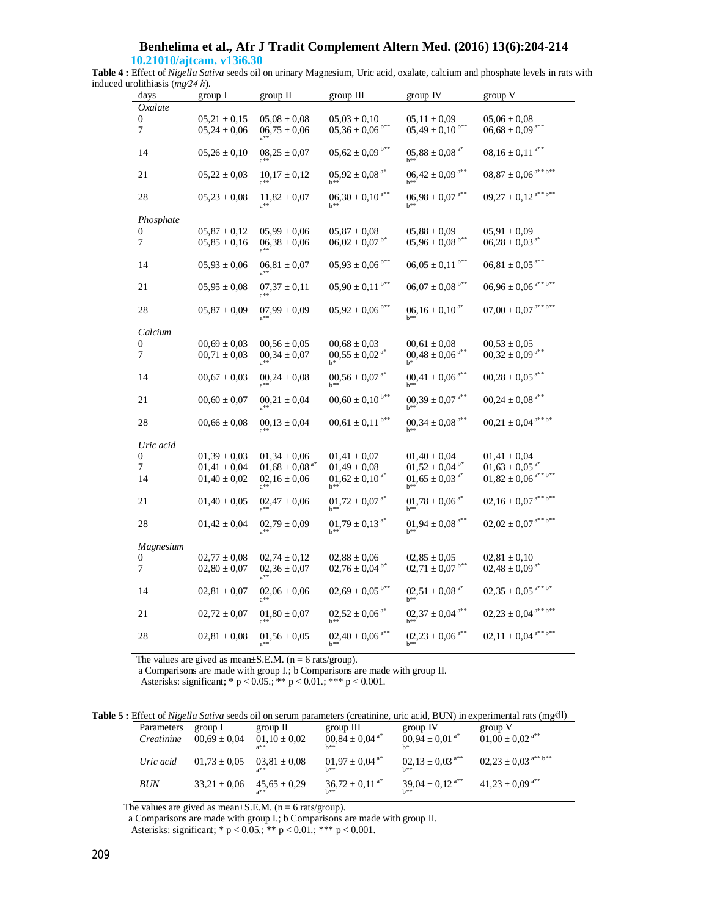**Table 4 :** Effect of *Nigella Sativa* seeds oil on urinary Magnesium, Uric acid, oxalate, calcium and phosphate levels in rats with induced urolithiasis (*mg/24 h*).

| days | group I | group II | group III | group IV | group V |
|---|---|---|---|---|---|
| *Oxalate* | | | | | |
| 0 | 05,21 ± 0,15 | 05,08 ± 0,08 | 05,03 ± 0,10 | 05,11 ± 0,09 | 05,06 ± 0,08 |
| 7 | 05,24 ± 0,06 | 06,75 ± 0,06 a** | 05,36 ± 0,06 b** | 05,49 ± 0,10 b** | 06,68 ± 0,09 a** |
| 14 | 05,26 ± 0,10 | 08,25 ± 0,07 a** | 05,62 ± 0,09 b** | 05,88 ± 0,08 a* b** | 08,16 ± 0,11 a** |
| 21 | 05,22 ± 0,03 | 10,17 ± 0,12 a** | 05,92 ± 0,08 a* b** | 06,42 ± 0,09 a** b** | 08,87 ± 0,06 a** b** |
| 28 | 05,23 ± 0,08 | 11,82 ± 0,07 a** | 06,30 ± 0,10 a** b** | 06,98 ± 0,07 a** b** | 09,27 ± 0,12 a** b** |
| *Phosphate* | | | | | |
| 0 | 05,87 ± 0,12 | 05,99 ± 0,06 | 05,87 ± 0,08 | 05,88 ± 0,09 | 05,91 ± 0,09 |
| 7 | 05,85 ± 0,16 | 06,38 ± 0,06 a** | 06,02 ± 0,07 b* | 05,96 ± 0,08 b** | 06,28 ± 0,03 a* |
| 14 | 05,93 ± 0,06 | 06,81 ± 0,07 a** | 05,93 ± 0,06 b** | 06,05 ± 0,11 b** | 06,81 ± 0,05 a** |
| 21 | 05,95 ± 0,08 | 07,37 ± 0,11 a** | 05,90 ± 0,11 b** | 06,07 ± 0,08 b** | 06,96 ± 0,06 a** b** |
| 28 | 05,87 ± 0,09 | 07,99 ± 0,09 a** | 05,92 ± 0,06 b** | 06,16 ± 0,10 a* b** | 07,00 ± 0,07 a** b** |
| *Calcium* | | | | | |
| 0 | 00,69 ± 0,03 | 00,56 ± 0,05 | 00,68 ± 0,03 | 00,61 ± 0,08 | 00,53 ± 0,05 |
| 7 | 00,71 ± 0,03 | 00,34 ± 0,07 a** | 00,55 ± 0,02 a* b* | 00,48 ± 0,06 a** b* | 00,32 ± 0,09 a** |
| 14 | 00,67 ± 0,03 | 00,24 ± 0,08 a** | 00,56 ± 0,07 a* b** | 00,41 ± 0,06 a** b** | 00,28 ± 0,05 a** |
| 21 | 00,60 ± 0,07 | 00,21 ± 0,04 a** | 00,60 ± 0,10 b** | 00,39 ± 0,07 a** b** | 00,24 ± 0,08 a** |
| 28 | 00,66 ± 0,08 | 00,13 ± 0,04 a** | 00,61 ± 0,11 b** | 00,34 ± 0,08 a** b** | 00,21 ± 0,04 a** b* |
| *Uric acid* | | | | | |
| 0 | 01,39 ± 0,03 | 01,34 ± 0,06 | 01,41 ± 0,07 | 01,40 ± 0,04 | 01,41 ± 0,04 |
| 7 | 01,41 ± 0,04 | 01,68 ± 0,08 a* | 01,49 ± 0,08 | 01,52 ± 0,04 b* | 01,63 ± 0,05 a* |
| 14 | 01,40 ± 0,02 | 02,16 ± 0,06 a** | 01,62 ± 0,10 a* b** | 01,65 ± 0,03 a* b** | 01,82 ± 0,06 a** b** |
| 21 | 01,40 ± 0,05 | 02,47 ± 0,06 a** | 01,72 ± 0,07 a* b** | 01,78 ± 0,06 a* b** | 02,16 ± 0,07 a** b** |
| 28 | 01,42 ± 0,04 | 02,79 ± 0,09 a** | 01,79 ± 0,13 a* b** | 01,94 ± 0,08 a** b** | 02,02 ± 0,07 a** b** |
| *Magnesium* | | | | | |
| 0 | 02,77 ± 0,08 | 02,74 ± 0,12 | 02,88 ± 0,06 | 02,85 ± 0,05 | 02,81 ± 0,10 |
| 7 | 02,80 ± 0,07 | 02,36 ± 0,07 a** | 02,76 ± 0,04 b* | 02,71 ± 0,07 b** | 02,48 ± 0,09 a* |
| 14 | 02,81 ± 0,07 | 02,06 ± 0,06 a** | 02,69 ± 0,05 b** | 02,51 ± 0,08 a* b** | 02,35 ± 0,05 a** b* |
| 21 | 02,72 ± 0,07 | 01,80 ± 0,07 a** | 02,52 ± 0,06 a* b** | 02,37 ± 0,04 a** b** | 02,23 ± 0,04 a** b** |
| 28 | 02,81 ± 0,08 | 01,56 ± 0,05 a** | 02,40 ± 0,06 a** b** | 02,23 ± 0,06 a** b** | 02,11 ± 0,04 a** b** |

The values are gived as mean±S.E.M. (n = 6 rats/group).

a Comparisons are made with group I.; b Comparisons are made with group II.

Asterisks: significant; * $p < 0.05$.; ** $p < 0.01$.; *** $p < 0.001$.

**Table 5 :** Effect of *Nigella Sativa* seeds oil on serum parameters (creatinine, uric acid, BUN) in experimental rats (mg/dl).

| Parameters | group I | group II | group III | group IV | group V |
|---|---|---|---|---|---|
| *Creatinine* | 00,69 ± 0,04 | 01,10 ± 0,02 a** | 00,84 ± 0,04 a* b** | 00,94 ± 0,01 a* b* | 01,00 ± 0,02 a** |
| *Uric acid* | 01,73 ± 0,05 | 03,81 ± 0,08 a** | 01,97 ± 0,04 a* b** | 02,13 ± 0,03 a** b** | 02,23 ± 0,03 a** b** |
| *BUN* | 33,21 ± 0,06 | 45,65 ± 0,29 a** | 36,72 ± 0,11 a* b** | 39,04 ± 0,12 a** b** | 41,23 ± 0,09 a** |

The values are gived as mean±S.E.M. (n = 6 rats/group).

a Comparisons are made with group I.; b Comparisons are made with group II.

Asterisks: significant; * $p < 0.05$.; ** $p < 0.01$.; *** $p < 0.001$.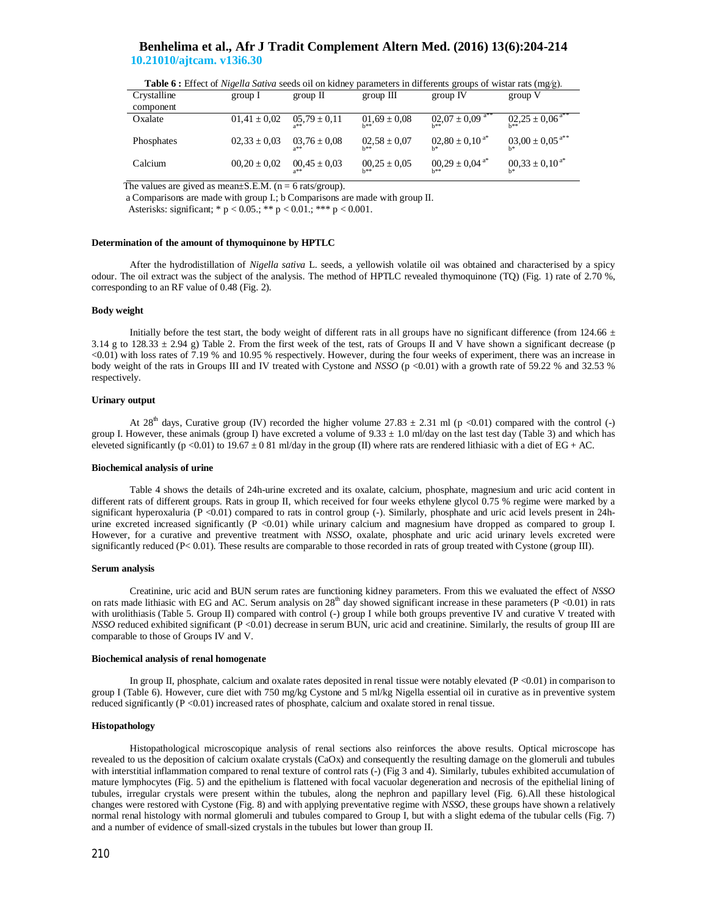**Table 6 :** Effect of *Nigella Sativa* seeds oil on kidney parameters in differents groups of wistar rats (mg/g).

| Crystalline component | group I | group II | group III | group IV | group V |
|---|---|---|---|---|---|
| Oxalate | 01,41 ± 0,02 | 05,79 ± 0,11 [a**] | 01,69 ± 0,08 [b**] | 02,07 ± 0,09 [a**] [b**] | 02,25 ± 0,06 [a**] [b**] |
| Phosphates | 02,33 ± 0,03 | 03,76 ± 0,08 [a**] | 02,58 ± 0,07 [b**] | 02,80 ± 0,10 [a*] [b*] | 03,00 ± 0,05 [a**] [b*] |
| Calcium | 00,20 ± 0,02 | 00,45 ± 0,03 [a**] | 00,25 ± 0,05 [b**] | 00,29 ± 0,04 [a*] [b**] | 00,33 ± 0,10 [a*] [b*] |

The values are gived as mean±S.E.M. (n = 6 rats/group).

a Comparisons are made with group I.; b Comparisons are made with group II.

Asterisks: significant; * $p < 0.05$.; ** $p < 0.01$.; *** $p < 0.001$.

#### Determination of the amount of thymoquinone by HPTLC

After the hydrodistillation of *Nigella sativa* L. seeds, a yellowish volatile oil was obtained and characterised by a spicy odour. The oil extract was the subject of the analysis. The method of HPTLC revealed thymoquinone (TQ) (Fig. 1) rate of 2.70 %, corresponding to an RF value of 0.48 (Fig. 2).

#### Body weight

Initially before the test start, the body weight of different rats in all groups have no significant difference (from 124.66 ± 3.14 g to 128.33 ± 2.94 g) Table 2. From the first week of the test, rats of Groups II and V have shown a significant decrease ($p < 0.01$) with loss rates of 7.19 % and 10.95 % respectively. However, during the four weeks of experiment, there was an increase in body weight of the rats in Groups III and IV treated with Cystone and *NSSO* ($p < 0.01$) with a growth rate of 59.22 % and 32.53 % respectively.

#### Urinary output

At 28[th] days, Curative group (IV) recorded the higher volume 27.83 ± 2.31 ml ($p < 0.01$) compared with the control (-) group I. However, these animals (group I) have excreted a volume of 9.33 ± 1.0 ml/day on the last test day (Table 3) and which has eleveted significantly ($p < 0.01$) to 19.67 ± 0 81 ml/day in the group (II) where rats are rendered lithiasic with a diet of EG + AC.

#### Biochemical analysis of urine

Table 4 shows the details of 24h-urine excreted and its oxalate, calcium, phosphate, magnesium and uric acid content in different rats of different groups. Rats in group II, which received for four weeks ethylene glycol 0.75 % regime were marked by a significant hyperoxaluria ($P < 0.01$) compared to rats in control group (-). Similarly, phosphate and uric acid levels present in 24h-urine excreted increased significantly ($P < 0.01$) while urinary calcium and magnesium have dropped as compared to group I. However, for a curative and preventive treatment with *NSSO*, oxalate, phosphate and uric acid urinary levels excreted were significantly reduced ($P < 0.01$). These results are comparable to those recorded in rats of group treated with Cystone (group III).

#### Serum analysis

Creatinine, uric acid and BUN serum rates are functioning kidney parameters. From this we evaluated the effect of *NSSO* on rats made lithiasic with EG and AC. Serum analysis on 28[th] day showed significant increase in these parameters ($P < 0.01$) in rats with urolithiasis (Table 5. Group II) compared with control (-) group I while both groups preventive IV and curative V treated with *NSSO* reduced exhibited significant ($P < 0.01$) decrease in serum BUN, uric acid and creatinine. Similarly, the results of group III are comparable to those of Groups IV and V.

#### Biochemical analysis of renal homogenate

In group II, phosphate, calcium and oxalate rates deposited in renal tissue were notably elevated ($P < 0.01$) in comparison to group I (Table 6). However, cure diet with 750 mg/kg Cystone and 5 ml/kg Nigella essential oil in curative as in preventive system reduced significantly ($P < 0.01$) increased rates of phosphate, calcium and oxalate stored in renal tissue.

#### Histopathology

Histopathological microscopique analysis of renal sections also reinforces the above results. Optical microscope has revealed to us the deposition of calcium oxalate crystals (CaOx) and consequently the resulting damage on the glomeruli and tubules with interstitial inflammation compared to renal texture of control rats (-) (Fig 3 and 4). Similarly, tubules exhibited accumulation of mature lymphocytes (Fig. 5) and the epithelium is flattened with focal vacuolar degeneration and necrosis of the epithelial lining of tubules, irregular crystals were present within the tubules, along the nephron and papillary level (Fig. 6).All these histological changes were restored with Cystone (Fig. 8) and with applying preventative regime with *NSSO*, these groups have shown a relatively normal renal histology with normal glomeruli and tubules compared to Group I, but with a slight edema of the tubular cells (Fig. 7) and a number of evidence of small-sized crystals in the tubules but lower than group II.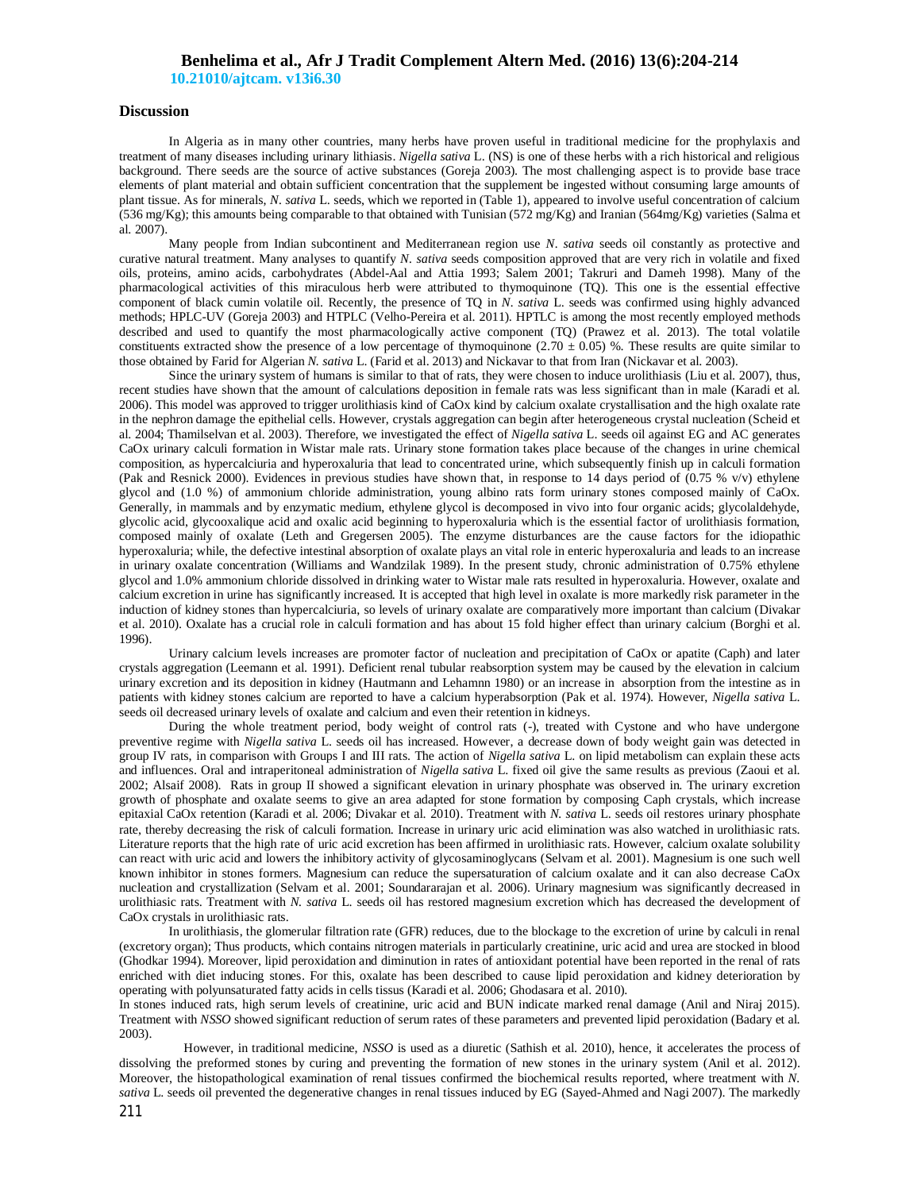## Discussion

In Algeria as in many other countries, many herbs have proven useful in traditional medicine for the prophylaxis and treatment of many diseases including urinary lithiasis. *Nigella sativa* L. (NS) is one of these herbs with a rich historical and religious background. There seeds are the source of active substances (Goreja 2003). The most challenging aspect is to provide base trace elements of plant material and obtain sufficient concentration that the supplement be ingested without consuming large amounts of plant tissue. As for minerals, *N. sativa* L. seeds, which we reported in (Table 1), appeared to involve useful concentration of calcium (536 mg/Kg); this amounts being comparable to that obtained with Tunisian (572 mg/Kg) and Iranian (564mg/Kg) varieties (Salma et al. 2007).

Many people from Indian subcontinent and Mediterranean region use *N. sativa* seeds oil constantly as protective and curative natural treatment. Many analyses to quantify *N. sativa* seeds composition approved that are very rich in volatile and fixed oils, proteins, amino acids, carbohydrates (Abdel-Aal and Attia 1993; Salem 2001; Takruri and Dameh 1998). Many of the pharmacological activities of this miraculous herb were attributed to thymoquinone (TQ). This one is the essential effective component of black cumin volatile oil. Recently, the presence of TQ in *N. sativa* L. seeds was confirmed using highly advanced methods; HPLC-UV (Goreja 2003) and HTPLC (Velho-Pereira et al. 2011). HPTLC is among the most recently employed methods described and used to quantify the most pharmacologically active component (TQ) (Prawez et al. 2013). The total volatile constituents extracted show the presence of a low percentage of thymoquinone ($2.70 \pm 0.05$) %. These results are quite similar to those obtained by Farid for Algerian *N. sativa* L. (Farid et al. 2013) and Nickavar to that from Iran (Nickavar et al. 2003).

Since the urinary system of humans is similar to that of rats, they were chosen to induce urolithiasis (Liu et al. 2007), thus, recent studies have shown that the amount of calculations deposition in female rats was less significant than in male (Karadi et al. 2006). This model was approved to trigger urolithiasis kind of CaOx kind by calcium oxalate crystallisation and the high oxalate rate in the nephron damage the epithelial cells. However, crystals aggregation can begin after heterogeneous crystal nucleation (Scheid et al. 2004; Thamilselvan et al. 2003). Therefore, we investigated the effect of *Nigella sativa* L. seeds oil against EG and AC generates CaOx urinary calculi formation in Wistar male rats. Urinary stone formation takes place because of the changes in urine chemical composition, as hypercalciuria and hyperoxaluria that lead to concentrated urine, which subsequently finish up in calculi formation (Pak and Resnick 2000). Evidences in previous studies have shown that, in response to 14 days period of (0.75 % v/v) ethylene glycol and (1.0 %) of ammonium chloride administration, young albino rats form urinary stones composed mainly of CaOx. Generally, in mammals and by enzymatic medium, ethylene glycol is decomposed in vivo into four organic acids; glycolaldehyde, glycolic acid, glycooxalique acid and oxalic acid beginning to hyperoxaluria which is the essential factor of urolithiasis formation, composed mainly of oxalate (Leth and Gregersen 2005). The enzyme disturbances are the cause factors for the idiopathic hyperoxaluria; while, the defective intestinal absorption of oxalate plays an vital role in enteric hyperoxaluria and leads to an increase in urinary oxalate concentration (Williams and Wandzilak 1989). In the present study, chronic administration of 0.75% ethylene glycol and 1.0% ammonium chloride dissolved in drinking water to Wistar male rats resulted in hyperoxaluria. However, oxalate and calcium excretion in urine has significantly increased. It is accepted that high level in oxalate is more markedly risk parameter in the induction of kidney stones than hypercalciuria, so levels of urinary oxalate are comparatively more important than calcium (Divakar et al. 2010). Oxalate has a crucial role in calculi formation and has about 15 fold higher effect than urinary calcium (Borghi et al. 1996).

Urinary calcium levels increases are promoter factor of nucleation and precipitation of CaOx or apatite (Caph) and later crystals aggregation (Leemann et al. 1991). Deficient renal tubular reabsorption system may be caused by the elevation in calcium urinary excretion and its deposition in kidney (Hautmann and Lehamnn 1980) or an increase in absorption from the intestine as in patients with kidney stones calcium are reported to have a calcium hyperabsorption (Pak et al. 1974). However, *Nigella sativa* L. seeds oil decreased urinary levels of oxalate and calcium and even their retention in kidneys.

During the whole treatment period, body weight of control rats (-), treated with Cystone and who have undergone preventive regime with *Nigella sativa* L. seeds oil has increased. However, a decrease down of body weight gain was detected in group IV rats, in comparison with Groups I and III rats. The action of *Nigella sativa* L. on lipid metabolism can explain these acts and influences. Oral and intraperitoneal administration of *Nigella sativa* L. fixed oil give the same results as previous (Zaoui et al. 2002; Alsaif 2008). Rats in group II showed a significant elevation in urinary phosphate was observed in. The urinary excretion growth of phosphate and oxalate seems to give an area adapted for stone formation by composing Caph crystals, which increase epitaxial CaOx retention (Karadi et al. 2006; Divakar et al. 2010). Treatment with *N. sativa* L. seeds oil restores urinary phosphate rate, thereby decreasing the risk of calculi formation. Increase in urinary uric acid elimination was also watched in urolithiasic rats. Literature reports that the high rate of uric acid excretion has been affirmed in urolithiasic rats. However, calcium oxalate solubility can react with uric acid and lowers the inhibitory activity of glycosaminoglycans (Selvam et al. 2001). Magnesium is one such well known inhibitor in stones formers. Magnesium can reduce the supersaturation of calcium oxalate and it can also decrease CaOx nucleation and crystallization (Selvam et al. 2001; Soundararajan et al. 2006). Urinary magnesium was significantly decreased in urolithiasic rats. Treatment with *N. sativa* L. seeds oil has restored magnesium excretion which has decreased the development of CaOx crystals in urolithiasic rats.

In urolithiasis, the glomerular filtration rate (GFR) reduces, due to the blockage to the excretion of urine by calculi in renal (excretory organ); Thus products, which contains nitrogen materials in particularly creatinine, uric acid and urea are stocked in blood (Ghodkar 1994). Moreover, lipid peroxidation and diminution in rates of antioxidant potential have been reported in the renal of rats enriched with diet inducing stones. For this, oxalate has been described to cause lipid peroxidation and kidney deterioration by operating with polyunsaturated fatty acids in cells tissus (Karadi et al. 2006; Ghodasara et al. 2010).

In stones induced rats, high serum levels of creatinine, uric acid and BUN indicate marked renal damage (Anil and Niraj 2015). Treatment with *NSSO* showed significant reduction of serum rates of these parameters and prevented lipid peroxidation (Badary et al. 2003).

However, in traditional medicine, *NSSO* is used as a diuretic (Sathish et al. 2010), hence, it accelerates the process of dissolving the preformed stones by curing and preventing the formation of new stones in the urinary system (Anil et al. 2012). Moreover, the histopathological examination of renal tissues confirmed the biochemical results reported, where treatment with *N. sativa* L. seeds oil prevented the degenerative changes in renal tissues induced by EG (Sayed-Ahmed and Nagi 2007). The markedly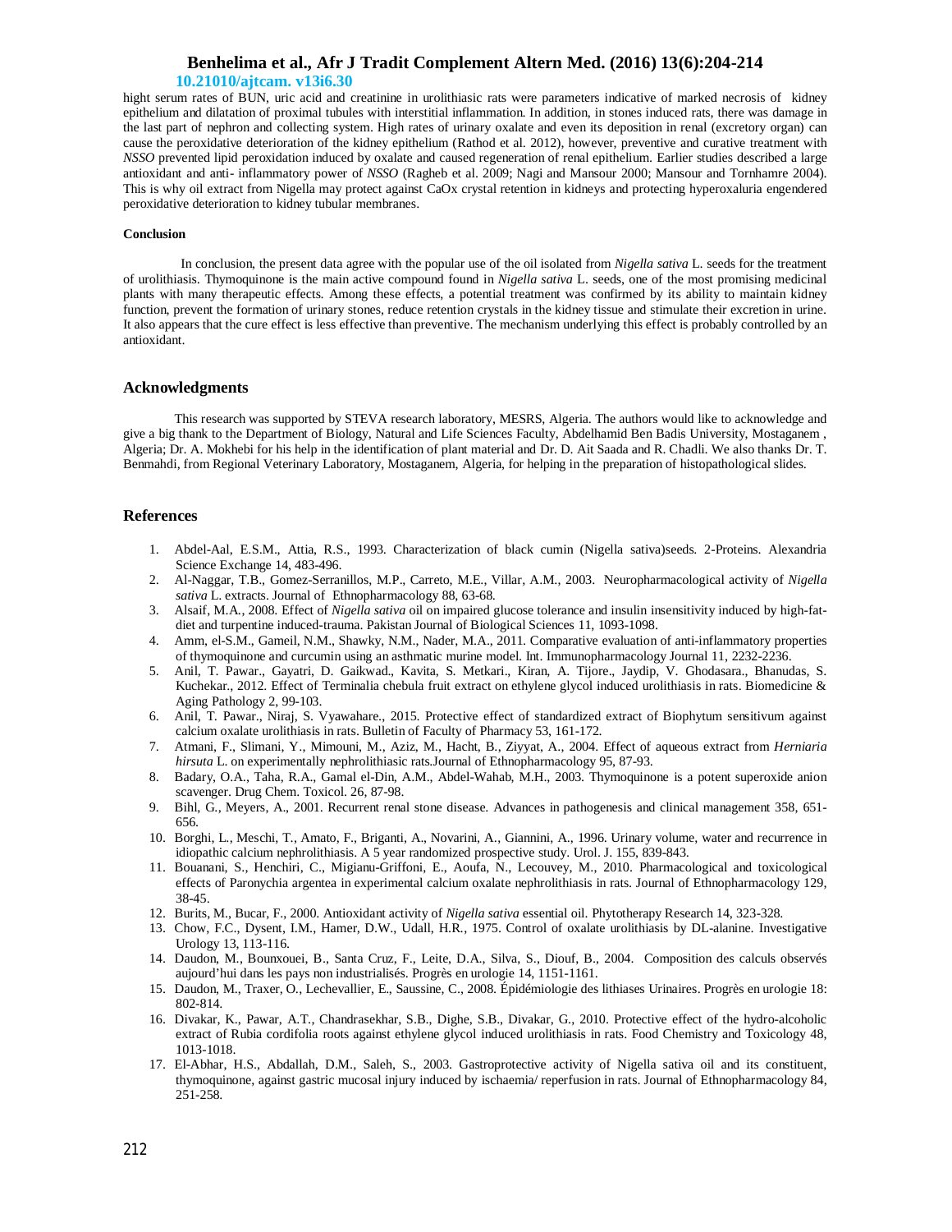hight serum rates of BUN, uric acid and creatinine in urolithiasic rats were parameters indicative of marked necrosis of kidney epithelium and dilatation of proximal tubules with interstitial inflammation. In addition, in stones induced rats, there was damage in the last part of nephron and collecting system. High rates of urinary oxalate and even its deposition in renal (excretory organ) can cause the peroxidative deterioration of the kidney epithelium (Rathod et al. 2012), however, preventive and curative treatment with *NSSO* prevented lipid peroxidation induced by oxalate and caused regeneration of renal epithelium. Earlier studies described a large antioxidant and anti- inflammatory power of *NSSO* (Ragheb et al. 2009; Nagi and Mansour 2000; Mansour and Tornhamre 2004). This is why oil extract from Nigella may protect against CaOx crystal retention in kidneys and protecting hyperoxaluria engendered peroxidative deterioration to kidney tubular membranes.

**Conclusion**

In conclusion, the present data agree with the popular use of the oil isolated from *Nigella sativa* L. seeds for the treatment of urolithiasis. Thymoquinone is the main active compound found in *Nigella sativa* L. seeds, one of the most promising medicinal plants with many therapeutic effects. Among these effects, a potential treatment was confirmed by its ability to maintain kidney function, prevent the formation of urinary stones, reduce retention crystals in the kidney tissue and stimulate their excretion in urine. It also appears that the cure effect is less effective than preventive. The mechanism underlying this effect is probably controlled by an antioxidant.

## Acknowledgments

This research was supported by STEVA research laboratory, MESRS, Algeria. The authors would like to acknowledge and give a big thank to the Department of Biology, Natural and Life Sciences Faculty, Abdelhamid Ben Badis University, Mostaganem , Algeria; Dr. A. Mokhebi for his help in the identification of plant material and Dr. D. Ait Saada and R. Chadli. We also thanks Dr. T. Benmahdi, from Regional Veterinary Laboratory, Mostaganem, Algeria, for helping in the preparation of histopathological slides.

## References

1. Abdel-Aal, E.S.M., Attia, R.S., 1993. Characterization of black cumin (Nigella sativa)seeds. 2-Proteins. Alexandria Science Exchange 14, 483-496.
2. Al-Naggar, T.B., Gomez-Serranillos, M.P., Carreto, M.E., Villar, A.M., 2003. Neuropharmacological activity of *Nigella sativa* L. extracts. Journal of Ethnopharmacology 88, 63-68.
3. Alsaif, M.A., 2008. Effect of *Nigella sativa* oil on impaired glucose tolerance and insulin insensitivity induced by high-fat-diet and turpentine induced-trauma. Pakistan Journal of Biological Sciences 11, 1093-1098.
4. Amm, el-S.M., Gameil, N.M., Shawky, N.M., Nader, M.A., 2011. Comparative evaluation of anti-inflammatory properties of thymoquinone and curcumin using an asthmatic murine model. Int. Immunopharmacology Journal 11, 2232-2236.
5. Anil, T. Pawar., Gayatri, D. Gaikwad., Kavita, S. Metkari., Kiran, A. Tijore., Jaydip, V. Ghodasara., Bhanudas, S. Kuchekar., 2012. Effect of Terminalia chebula fruit extract on ethylene glycol induced urolithiasis in rats. Biomedicine & Aging Pathology 2, 99-103.
6. Anil, T. Pawar., Niraj, S. Vyawahare., 2015. Protective effect of standardized extract of Biophytum sensitivum against calcium oxalate urolithiasis in rats. Bulletin of Faculty of Pharmacy 53, 161-172.
7. Atmani, F., Slimani, Y., Mimouni, M., Aziz, M., Hacht, B., Ziyyat, A., 2004. Effect of aqueous extract from *Herniaria hirsuta* L. on experimentally nephrolithiasic rats.Journal of Ethnopharmacology 95, 87-93.
8. Badary, O.A., Taha, R.A., Gamal el-Din, A.M., Abdel-Wahab, M.H., 2003. Thymoquinone is a potent superoxide anion scavenger. Drug Chem. Toxicol. 26, 87-98.
9. Bihl, G., Meyers, A., 2001. Recurrent renal stone disease. Advances in pathogenesis and clinical management 358, 651-656.
10. Borghi, L., Meschi, T., Amato, F., Briganti, A., Novarini, A., Giannini, A., 1996. Urinary volume, water and recurrence in idiopathic calcium nephrolithiasis. A 5 year randomized prospective study. Urol. J. 155, 839-843.
11. Bouanani, S., Henchiri, C., Migianu-Griffoni, E., Aoufa, N., Lecouvey, M., 2010. Pharmacological and toxicological effects of Paronychia argentea in experimental calcium oxalate nephrolithiasis in rats. Journal of Ethnopharmacology 129, 38-45.
12. Burits, M., Bucar, F., 2000. Antioxidant activity of *Nigella sativa* essential oil. Phytotherapy Research 14, 323-328.
13. Chow, F.C., Dysent, I.M., Hamer, D.W., Udall, H.R., 1975. Control of oxalate urolithiasis by DL-alanine. Investigative Urology 13, 113-116.
14. Daudon, M., Bounxouei, B., Santa Cruz, F., Leite, D.A., Silva, S., Diouf, B., 2004. Composition des calculs observés aujourd'hui dans les pays non industrialisés. Progrès en urologie 14, 1151-1161.
15. Daudon, M., Traxer, O., Lechevallier, E., Saussine, C., 2008. Épidémiologie des lithiases Urinaires. Progrès en urologie 18: 802-814.
16. Divakar, K., Pawar, A.T., Chandrasekhar, S.B., Dighe, S.B., Divakar, G., 2010. Protective effect of the hydro-alcoholic extract of Rubia cordifolia roots against ethylene glycol induced urolithiasis in rats. Food Chemistry and Toxicology 48, 1013-1018.
17. El-Abhar, H.S., Abdallah, D.M., Saleh, S., 2003. Gastroprotective activity of Nigella sativa oil and its constituent, thymoquinone, against gastric mucosal injury induced by ischaemia/ reperfusion in rats. Journal of Ethnopharmacology 84, 251-258.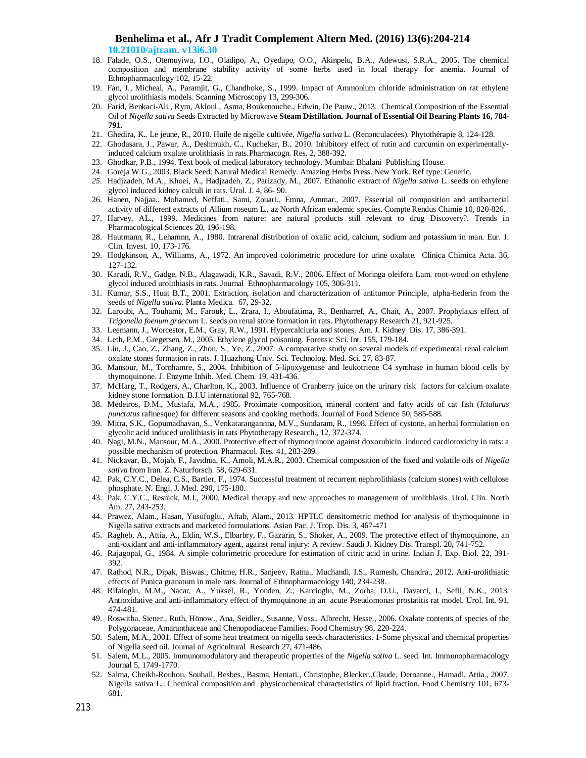18. Falade, O.S., Otemuyiwa, I.O., Oladipo, A., Oyedapo, O.O., Akinpelu, B.A., Adewusi, S.R.A., 2005. The chemical composition and membrane stability activity of some herbs used in local therapy for anemia. Journal of Ethnopharmacology 102, 15-22.
19. Fan, J., Micheal, A., Paramjit, G., Chandhoke, S., 1999. Impact of Ammonium chloride administration on rat ethylene glycol urolithiasis models. Scanning Microscopy 13, 299-306.
20. Farid, Benkaci-Ali., Rym, Akloul., Asma, Boukenouche., Edwin, De Pauw., 2013. Chemical Composition of the Essential Oil of *Nigella sativa* Seeds Extracted by Microwave **Steam Distillation. Journal of Essential Oil Bearing Plants 16, 784-791.**
21. Ghedira, K., Le jeune, R., 2010. Huile de nigelle cultivée, *Nigella sativa* L. (Renonculacées). Phytothérapie 8, 124-128.
22. Ghodasara, J., Pawar, A., Deshmukh, C., Kuchekar, B., 2010. Inhibitory effect of rutin and curcumin on experimentally-induced calcium oxalate urolithiasis in rats.Pharmacogn. Res. 2, 388-392.
23. Ghodkar, P.B., 1994. Text book of medical laboratory technology. Mumbai: Bhalani Publishing House.
24. Goreja W.G., 2003. Black Seed: Natural Medical Remedy. Amazing Herbs Press. New York. Ref type: Generic.
25. Hadjzadeh, M.A., Khoei, A., Hadjzadeh, Z., Parizady, M., 2007. Ethanolic extract of *Nigella sativa* L. seeds on ethylene glycol induced kidney calculi in rats. Urol. J. 4, 86- 90.
26. Hanen, Najjaa., Mohamed, Neffati., Sami, Zouari., Emna, Ammar., 2007. Essential oil composition and antibacterial activity of different extracts of Allium roseum L., az North African endemic species. Compte Rendus Chimie 10, 820-826.
27. Harvey, AL., 1999. Medicines from nature: are natural products still relevant to drug Discovery?. Trends in Pharmacological Sciences 20, 196-198.
28. Hautmann, R., Lehamnn, A., 1980. Intrarenal distribution of oxalic acid, calcium, sodium and potassium in man. Eur. J. Clin. Invest. 10, 173-176.
29. Hodgkinson, A., Williams, A., 1972. An improved colorimetric procedure for urine oxalate. Clinica Chimica Acta. 36, 127-132.
30. Karadi, R.V., Gadge, N.B., Alagawadi, K.R., Savadi, R.V., 2006. Effect of Moringa oleifera Lam. root-wood on ethylene glycol induced urolithiasis in rats. Journal Ethnopharmacology 105, 306-311.
31. Kumar, S.S., Huat B.T., 2001. Extraction, isolation and characterization of antitumor Principle, alpha-hederin from the seeds of *Nigella sativa.* Planta Medica. 67, 29-32.
32. Laroubi, A., Touhami, M., Farouk, L., Zrara, I., Aboufatima, R., Benharref, A., Chait, A., 2007. Prophylaxis effect of *Trigonella foenum graecum* L. seeds on renal stone formation in rats. Phytotherapy Research 21, 921-925.
33. Leemann, J., Worcestor, E.M., Gray, R.W., 1991. Hypercalciuria and stones. Am. J. Kidney Dis. 17, 386-391.
34. Leth, P.M., Gregersen, M., 2005. Ethylene glycol poisoning. Forensic Sci. Int. 155, 179-184.
35. Liu, J., Cao, Z., Zhang, Z., Zhou, S., Ye, Z., 2007. A comparative study on several models of experimental renal calcium oxalate stones formation in rats. J. Huazhong Univ. Sci. Technolog. Med. Sci. 27, 83-87.
36. Mansour, M., Tornhamre, S., 2004. Inhibition of 5-lipoxygenase and leukotriene C4 synthase in human blood cells by thymoquinone. J. Enzyme Inhib. Med. Chem. 19, 431-436.
37. McHarg, T., Rodgers, A., Charlton, K., 2003. Influence of Cranberry juice on the urinary risk factors for calcium oxalate kidney stone formation. B.J.U international 92, 765-768.
38. Medeiros, D.M., Mustafa, M.A., 1985. Proximate composition, mineral content and fatty acids of cat fish (*Ictalurus punctatus* rafinesque) for different seasons and cooking methods. Journal of Food Science 50, 585-588.
39. Mitra, S.K., Gopumadhavan, S., Venkatarangannna, M.V., Sundaram, R., 1998. Effect of cystone, an herbal formulation on glycolic acid induced urolithiasis in rats Phytotherapy Research., 12, 372-374.
40. Nagi, M.N., Mansour, M.A., 2000. Protective effect of thymoquinone against doxorubicin induced cardiotoxicity in rats: a possible mechanism of protection. Pharmacol. Res. 41, 283-289.
41. Nickavar, B., Mojab, F., Javidnia, K., Amoli, M.A.R., 2003. Chemical composition of the fixed and volatile oils of *Nigella sativa* from Iran. Z. Naturforsch. 58, 629-631.
42. Pak, C.Y.C., Delea, C.S., Bartler, F., 1974. Successful treatment of recurrent nephrolithiasis (calcium stones) with cellulose phosphate. N. Engl. J. Med. 290, 175-180.
43. Pak, C.Y.C., Resnick, M.I., 2000. Medical therapy and new approaches to management of urolithiasis. Urol. Clin. North Am. 27, 243-253.
44. Prawez, Alam., Hasan, Yusufoglu., Aftab, Alam., 2013. HPTLC densitometric method for analysis of thymoquinone in Nigella sativa extracts and marketed formulations. Asian Pac. J. Trop. Dis. 3, 467-471
45. Ragheb, A., Attia, A., Eldin, W.S., Elbarbry, F., Gazarin, S., Shoker, A., 2009. The protective effect of thymoquinone, an anti-oxidant and anti-inflammatory agent, against renal injury: A review. Saudi J. Kidney Dis. Transpl. 20, 741-752.
46. Rajagopal, G., 1984. A simple colorimetric procedure for estimation of citric acid in urine. Indian J. Exp. Biol. 22, 391-392.
47. Rathod, N.R., Dipak, Biswas., Chitme, H.R., Sanjeev, Ratna., Muchandi, I.S., Ramesh, Chandra., 2012. Anti-urolithiatic effects of Punica granatum in male rats. Journal of Ethnopharmacology 140, 234-238.
48. Rifaioglu, M.M., Nacar, A., Yuksel, R., Yonden, Z., Karcioglu, M., Zorba, O.U., Davarci, I., Sefil, N.K., 2013. Antioxidative and anti-inflammatory effect of thymoquinone in an acute Pseudomonas prostatitis rat model. Urol. Int. 91, 474-481.
49. Roswitha, Siener., Ruth, Hönow., Ana, Seidler., Susanne, Voss., Albrecht, Hesse., 2006. Oxalate contents of species of the Polygonaceae, Amaranthaceae and Chenopodiaceae Families. Food Chemistry 98, 220-224.
50. Salem, M.A., 2001. Effect of some heat treatment on nigella seeds characteristics. 1-Some physical and chemical properties of Nigella seed oil. Journal of Agricultural Research 27, 471-486.
51. Salem, M.L., 2005. Immunomodulatory and therapeutic properties of the *Nigella sativa* L. seed. Int. Immunopharmacology Journal 5, 1749-1770.
52. Salma, Cheikh-Rouhou, Souhail, Besbes., Basma, Hentati., Christophe, Blecker.,Claude, Deroanne., Hamadi, Attia., 2007. Nigella sativa L.: Chemical composition and physicochemical characteristics of lipid fraction. Food Chemistry 101, 673-681.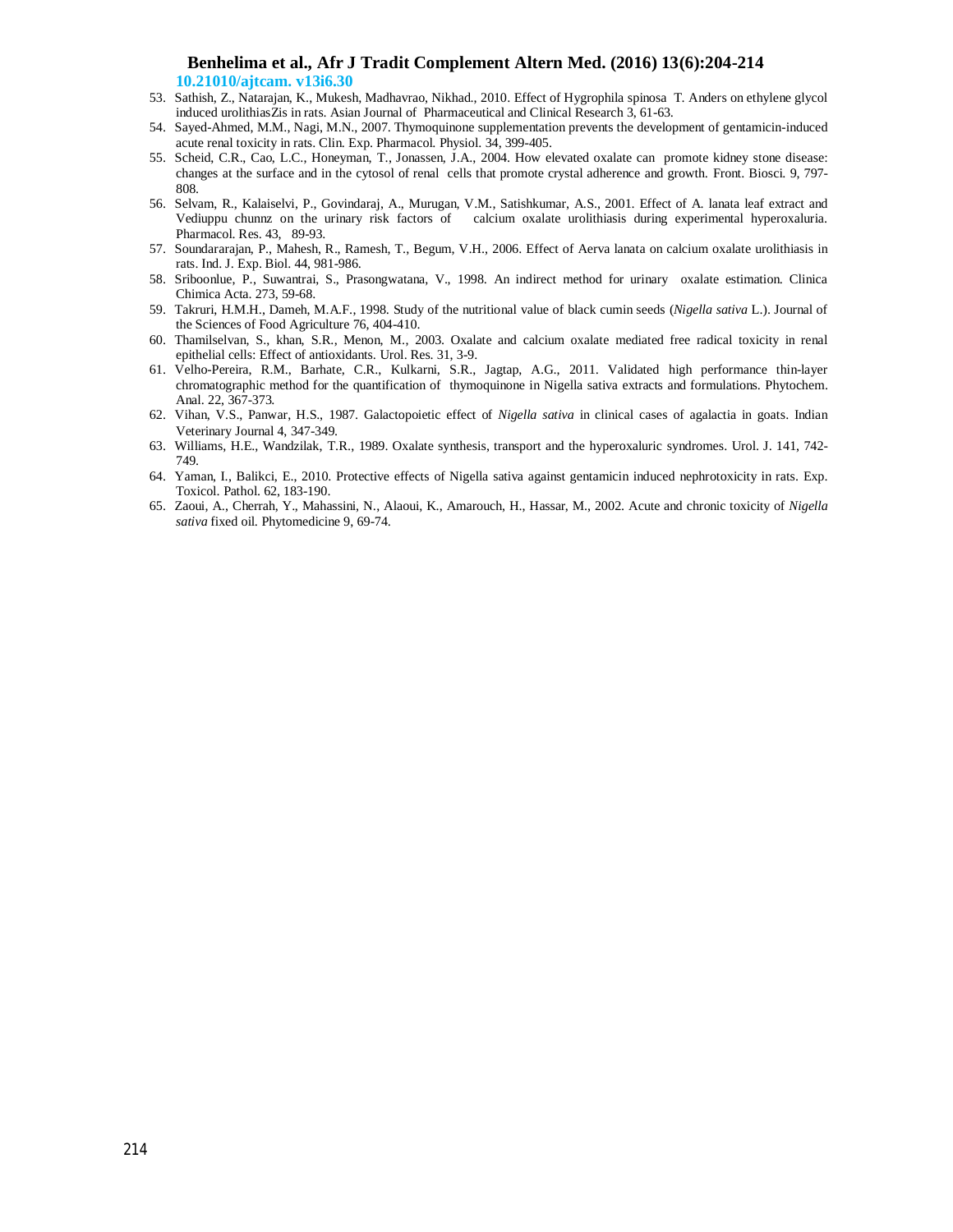53. Sathish, Z., Natarajan, K., Mukesh, Madhavrao, Nikhad., 2010. Effect of Hygrophila spinosa T. Anders on ethylene glycol induced urolithiasZis in rats. Asian Journal of Pharmaceutical and Clinical Research 3, 61-63.
54. Sayed-Ahmed, M.M., Nagi, M.N., 2007. Thymoquinone supplementation prevents the development of gentamicin-induced acute renal toxicity in rats. Clin. Exp. Pharmacol. Physiol. 34, 399-405.
55. Scheid, C.R., Cao, L.C., Honeyman, T., Jonassen, J.A., 2004. How elevated oxalate can promote kidney stone disease: changes at the surface and in the cytosol of renal cells that promote crystal adherence and growth. Front. Biosci. 9, 797-808.
56. Selvam, R., Kalaiselvi, P., Govindaraj, A., Murugan, V.M., Satishkumar, A.S., 2001. Effect of A. lanata leaf extract and Vediuppu chunnz on the urinary risk factors of calcium oxalate urolithiasis during experimental hyperoxaluria. Pharmacol. Res. 43, 89-93.
57. Soundararajan, P., Mahesh, R., Ramesh, T., Begum, V.H., 2006. Effect of Aerva lanata on calcium oxalate urolithiasis in rats. Ind. J. Exp. Biol. 44, 981-986.
58. Sriboonlue, P., Suwantrai, S., Prasongwatana, V., 1998. An indirect method for urinary oxalate estimation. Clinica Chimica Acta. 273, 59-68.
59. Takruri, H.M.H., Dameh, M.A.F., 1998. Study of the nutritional value of black cumin seeds (*Nigella sativa* L.). Journal of the Sciences of Food Agriculture 76, 404-410.
60. Thamilselvan, S., khan, S.R., Menon, M., 2003. Oxalate and calcium oxalate mediated free radical toxicity in renal epithelial cells: Effect of antioxidants. Urol. Res. 31, 3-9.
61. Velho-Pereira, R.M., Barhate, C.R., Kulkarni, S.R., Jagtap, A.G., 2011. Validated high performance thin-layer chromatographic method for the quantification of thymoquinone in Nigella sativa extracts and formulations. Phytochem. Anal. 22, 367-373.
62. Vihan, V.S., Panwar, H.S., 1987. Galactopoietic effect of *Nigella sativa* in clinical cases of agalactia in goats. Indian Veterinary Journal 4, 347-349.
63. Williams, H.E., Wandzilak, T.R., 1989. Oxalate synthesis, transport and the hyperoxaluric syndromes. Urol. J. 141, 742-749.
64. Yaman, I., Balikci, E., 2010. Protective effects of Nigella sativa against gentamicin induced nephrotoxicity in rats. Exp. Toxicol. Pathol. 62, 183-190.
65. Zaoui, A., Cherrah, Y., Mahassini, N., Alaoui, K., Amarouch, H., Hassar, M., 2002. Acute and chronic toxicity of *Nigella sativa* fixed oil. Phytomedicine 9, 69-74.